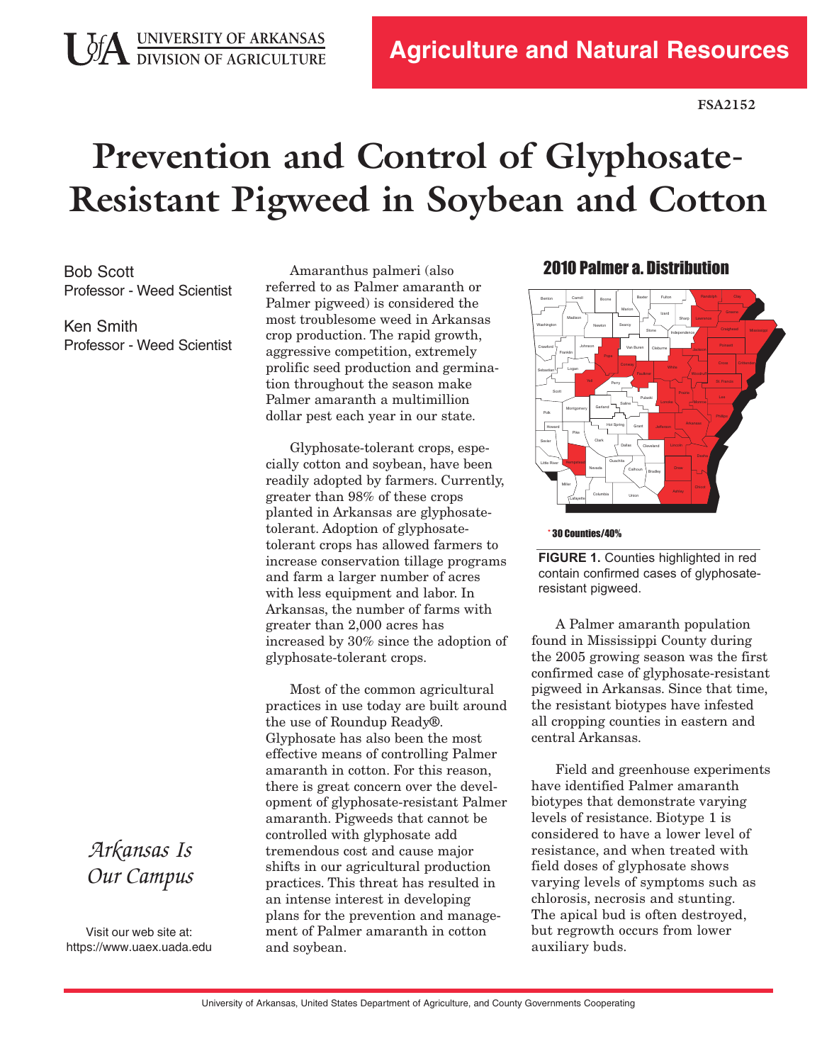UNIVERSITY OF ARKANSAS
DIVISION OF AGRICULTURE

**Agriculture and Natural Resources**

**FSA2152**

# Prevention and Control of Glyphosate-Resistant Pigweed in Soybean and Cotton

Bob Scott
Professor - Weed Scientist

Ken Smith
Professor - Weed Scientist

*Arkansas Is Our Campus*

Visit our web site at:
https://www.uaex.uada.edu

Amaranthus palmeri (also referred to as Palmer amaranth or Palmer pigweed) is considered the most troublesome weed in Arkansas crop production. The rapid growth, aggressive competition, extremely prolific seed production and germination throughout the season make Palmer amaranth a multimillion dollar pest each year in our state.

Glyphosate-tolerant crops, especially cotton and soybean, have been readily adopted by farmers. Currently, greater than 98% of these crops planted in Arkansas are glyphosate-tolerant. Adoption of glyphosate-tolerant crops has allowed farmers to increase conservation tillage programs and farm a larger number of acres with less equipment and labor. In Arkansas, the number of farms with greater than 2,000 acres has increased by 30% since the adoption of glyphosate-tolerant crops.

Most of the common agricultural practices in use today are built around the use of Roundup Ready®. Glyphosate has also been the most effective means of controlling Palmer amaranth in cotton. For this reason, there is great concern over the development of glyphosate-resistant Palmer amaranth. Pigweeds that cannot be controlled with glyphosate add tremendous cost and cause major shifts in our agricultural production practices. This threat has resulted in an intense interest in developing plans for the prevention and management of Palmer amaranth in cotton and soybean.

**2010 Palmer a. Distribution**

\* 30 Counties/40%

**FIGURE 1.** Counties highlighted in red contain confirmed cases of glyphosate-resistant pigweed.

A Palmer amaranth population found in Mississippi County during the 2005 growing season was the first confirmed case of glyphosate-resistant pigweed in Arkansas. Since that time, the resistant biotypes have infested all cropping counties in eastern and central Arkansas.

Field and greenhouse experiments have identified Palmer amaranth biotypes that demonstrate varying levels of resistance. Biotype 1 is considered to have a lower level of resistance, and when treated with field doses of glyphosate shows varying levels of symptoms such as chlorosis, necrosis and stunting. The apical bud is often destroyed, but regrowth occurs from lower auxiliary buds.

University of Arkansas, United States Department of Agriculture, and County Governments Cooperating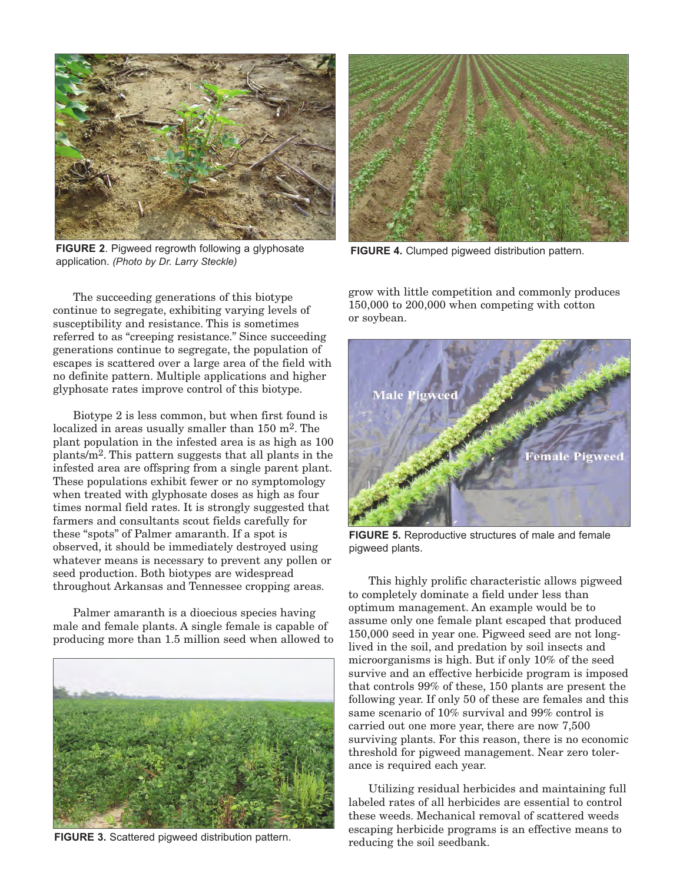FIGURE 2. Pigweed regrowth following a glyphosate application. *(Photo by Dr. Larry Steckle)*

FIGURE 4. Clumped pigweed distribution pattern.

The succeeding generations of this biotype continue to segregate, exhibiting varying levels of susceptibility and resistance. This is sometimes referred to as "creeping resistance." Since succeeding generations continue to segregate, the population of escapes is scattered over a large area of the field with no definite pattern. Multiple applications and higher glyphosate rates improve control of this biotype.

Biotype 2 is less common, but when first found is localized in areas usually smaller than 150 $m^2$. The plant population in the infested area is as high as 100 plants/$m^2$. This pattern suggests that all plants in the infested area are offspring from a single parent plant. These populations exhibit fewer or no symptomology when treated with glyphosate doses as high as four times normal field rates. It is strongly suggested that farmers and consultants scout fields carefully for these "spots" of Palmer amaranth. If a spot is observed, it should be immediately destroyed using whatever means is necessary to prevent any pollen or seed production. Both biotypes are widespread throughout Arkansas and Tennessee cropping areas.

Palmer amaranth is a dioecious species having male and female plants. A single female is capable of producing more than 1.5 million seed when allowed to grow with little competition and commonly produces 150,000 to 200,000 when competing with cotton or soybean.

FIGURE 3. Scattered pigweed distribution pattern.

FIGURE 5. Reproductive structures of male and female pigweed plants.

This highly prolific characteristic allows pigweed to completely dominate a field under less than optimum management. An example would be to assume only one female plant escaped that produced 150,000 seed in year one. Pigweed seed are not long-lived in the soil, and predation by soil insects and microorganisms is high. But if only 10% of the seed survive and an effective herbicide program is imposed that controls 99% of these, 150 plants are present the following year. If only 50 of these are females and this same scenario of 10% survival and 99% control is carried out one more year, there are now 7,500 surviving plants. For this reason, there is no economic threshold for pigweed management. Near zero tolerance is required each year.

Utilizing residual herbicides and maintaining full labeled rates of all herbicides are essential to control these weeds. Mechanical removal of scattered weeds escaping herbicide programs is an effective means to reducing the soil seedbank.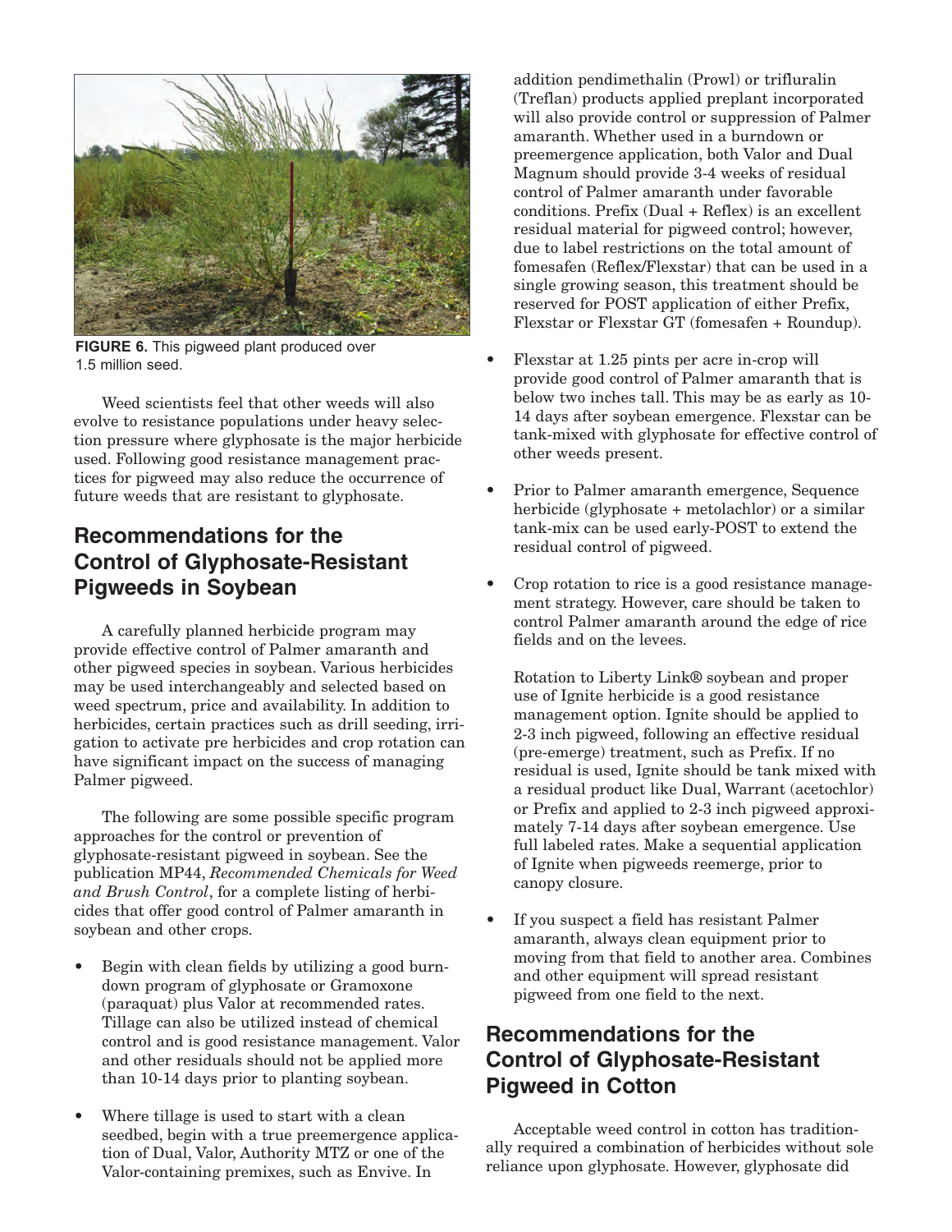**FIGURE 6.** This pigweed plant produced over 1.5 million seed.

Weed scientists feel that other weeds will also evolve to resistance populations under heavy selection pressure where glyphosate is the major herbicide used. Following good resistance management practices for pigweed may also reduce the occurrence of future weeds that are resistant to glyphosate.

## Recommendations for the Control of Glyphosate-Resistant Pigweeds in Soybean

A carefully planned herbicide program may provide effective control of Palmer amaranth and other pigweed species in soybean. Various herbicides may be used interchangeably and selected based on weed spectrum, price and availability. In addition to herbicides, certain practices such as drill seeding, irrigation to activate pre herbicides and crop rotation can have significant impact on the success of managing Palmer pigweed.

The following are some possible specific program approaches for the control or prevention of glyphosate-resistant pigweed in soybean. See the publication MP44, *Recommended Chemicals for Weed and Brush Control*, for a complete listing of herbicides that offer good control of Palmer amaranth in soybean and other crops.

- Begin with clean fields by utilizing a good burndown program of glyphosate or Gramoxone (paraquat) plus Valor at recommended rates. Tillage can also be utilized instead of chemical control and is good resistance management. Valor and other residuals should not be applied more than 10-14 days prior to planting soybean.

- Where tillage is used to start with a clean seedbed, begin with a true preemergence application of Dual, Valor, Authority MTZ or one of the Valor-containing premixes, such as Envive. In addition pendimethalin (Prowl) or trifluralin (Treflan) products applied preplant incorporated will also provide control or suppression of Palmer amaranth. Whether used in a burndown or preemergence application, both Valor and Dual Magnum should provide 3-4 weeks of residual control of Palmer amaranth under favorable conditions. Prefix (Dual + Reflex) is an excellent residual material for pigweed control; however, due to label restrictions on the total amount of fomesafen (Reflex/Flexstar) that can be used in a single growing season, this treatment should be reserved for POST application of either Prefix, Flexstar or Flexstar GT (fomesafen + Roundup).

- Flexstar at 1.25 pints per acre in-crop will provide good control of Palmer amaranth that is below two inches tall. This may be as early as 10-14 days after soybean emergence. Flexstar can be tank-mixed with glyphosate for effective control of other weeds present.

- Prior to Palmer amaranth emergence, Sequence herbicide (glyphosate + metolachlor) or a similar tank-mix can be used early-POST to extend the residual control of pigweed.

- Crop rotation to rice is a good resistance management strategy. However, care should be taken to control Palmer amaranth around the edge of rice fields and on the levees.

  Rotation to Liberty Link® soybean and proper use of Ignite herbicide is a good resistance management option. Ignite should be applied to 2-3 inch pigweed, following an effective residual (pre-emerge) treatment, such as Prefix. If no residual is used, Ignite should be tank mixed with a residual product like Dual, Warrant (acetochlor) or Prefix and applied to 2-3 inch pigweed approximately 7-14 days after soybean emergence. Use full labeled rates. Make a sequential application of Ignite when pigweeds reemerge, prior to canopy closure.

- If you suspect a field has resistant Palmer amaranth, always clean equipment prior to moving from that field to another area. Combines and other equipment will spread resistant pigweed from one field to the next.

## Recommendations for the Control of Glyphosate-Resistant Pigweed in Cotton

Acceptable weed control in cotton has traditionally required a combination of herbicides without sole reliance upon glyphosate. However, glyphosate did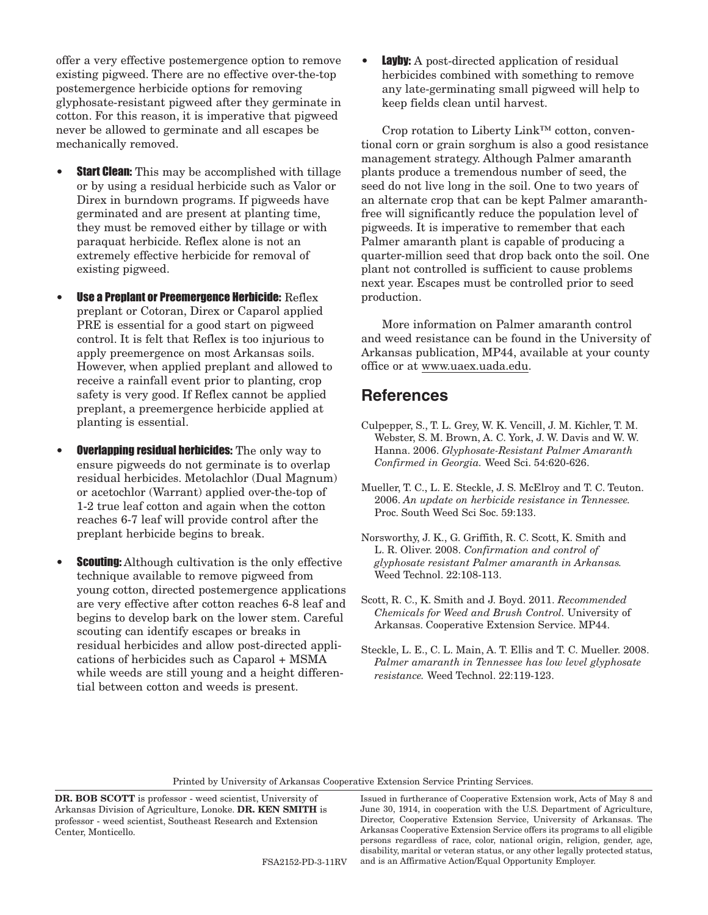offer a very effective postemergence option to remove existing pigweed. There are no effective over-the-top postemergence herbicide options for removing glyphosate-resistant pigweed after they germinate in cotton. For this reason, it is imperative that pigweed never be allowed to germinate and all escapes be mechanically removed.

- **Start Clean:** This may be accomplished with tillage or by using a residual herbicide such as Valor or Direx in burndown programs. If pigweeds have germinated and are present at planting time, they must be removed either by tillage or with paraquat herbicide. Reflex alone is not an extremely effective herbicide for removal of existing pigweed.

- **Use a Preplant or Preemergence Herbicide:** Reflex preplant or Cotoran, Direx or Caparol applied PRE is essential for a good start on pigweed control. It is felt that Reflex is too injurious to apply preemergence on most Arkansas soils. However, when applied preplant and allowed to receive a rainfall event prior to planting, crop safety is very good. If Reflex cannot be applied preplant, a preemergence herbicide applied at planting is essential.

- **Overlapping residual herbicides:** The only way to ensure pigweeds do not germinate is to overlap residual herbicides. Metolachlor (Dual Magnum) or acetochlor (Warrant) applied over-the-top of 1-2 true leaf cotton and again when the cotton reaches 6-7 leaf will provide control after the preplant herbicide begins to break.

- **Scouting:** Although cultivation is the only effective technique available to remove pigweed from young cotton, directed postemergence applications are very effective after cotton reaches 6-8 leaf and begins to develop bark on the lower stem. Careful scouting can identify escapes or breaks in residual herbicides and allow post-directed applications of herbicides such as Caparol + MSMA while weeds are still young and a height differential between cotton and weeds is present.

- **Layby:** A post-directed application of residual herbicides combined with something to remove any late-germinating small pigweed will help to keep fields clean until harvest.

Crop rotation to Liberty Link™ cotton, conventional corn or grain sorghum is also a good resistance management strategy. Although Palmer amaranth plants produce a tremendous number of seed, the seed do not live long in the soil. One to two years of an alternate crop that can be kept Palmer amaranth-free will significantly reduce the population level of pigweeds. It is imperative to remember that each Palmer amaranth plant is capable of producing a quarter-million seed that drop back onto the soil. One plant not controlled is sufficient to cause problems next year. Escapes must be controlled prior to seed production.

More information on Palmer amaranth control and weed resistance can be found in the University of Arkansas publication, MP44, available at your county office or at www.uaex.uada.edu.

## References

Culpepper, S., T. L. Grey, W. K. Vencill, J. M. Kichler, T. M. Webster, S. M. Brown, A. C. York, J. W. Davis and W. W. Hanna. 2006. *Glyphosate-Resistant Palmer Amaranth Confirmed in Georgia.* Weed Sci. 54:620-626.

Mueller, T. C., L. E. Steckle, J. S. McElroy and T. C. Teuton. 2006. *An update on herbicide resistance in Tennessee.* Proc. South Weed Sci Soc. 59:133.

Norsworthy, J. K., G. Griffith, R. C. Scott, K. Smith and L. R. Oliver. 2008. *Confirmation and control of glyphosate resistant Palmer amaranth in Arkansas.* Weed Technol. 22:108-113.

Scott, R. C., K. Smith and J. Boyd. 2011. *Recommended Chemicals for Weed and Brush Control.* University of Arkansas. Cooperative Extension Service. MP44.

Steckle, L. E., C. L. Main, A. T. Ellis and T. C. Mueller. 2008. *Palmer amaranth in Tennessee has low level glyphosate resistance.* Weed Technol. 22:119-123.

Printed by University of Arkansas Cooperative Extension Service Printing Services.

**DR. BOB SCOTT** is professor - weed scientist, University of Arkansas Division of Agriculture, Lonoke. **DR. KEN SMITH** is professor - weed scientist, Southeast Research and Extension Center, Monticello.

FSA2152-PD-3-11RV

Issued in furtherance of Cooperative Extension work, Acts of May 8 and June 30, 1914, in cooperation with the U.S. Department of Agriculture, Director, Cooperative Extension Service, University of Arkansas. The Arkansas Cooperative Extension Service offers its programs to all eligible persons regardless of race, color, national origin, religion, gender, age, disability, marital or veteran status, or any other legally protected status, and is an Affirmative Action/Equal Opportunity Employer.